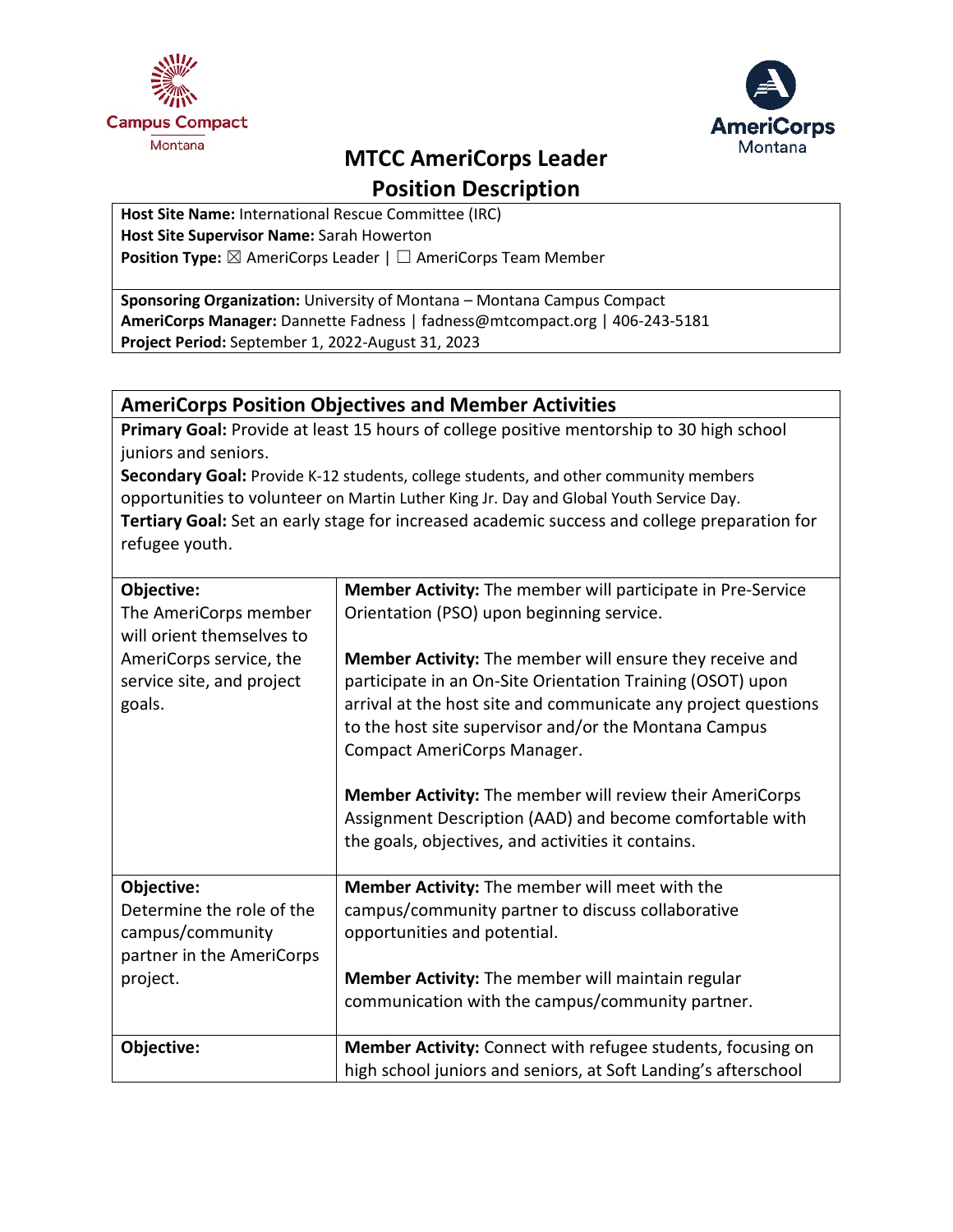# MTCC AmeriCorps Leader Position Description

**Host Site Name:** International Rescue Committee (IRC)
**Host Site Supervisor Name:** Sarah Howerton
**Position Type:** ☒ AmeriCorps Leader | ☐ AmeriCorps Team Member

**Sponsoring Organization:** University of Montana – Montana Campus Compact
**AmeriCorps Manager:** Dannette Fadness | fadness@mtcompact.org | 406-243-5181
**Project Period:** September 1, 2022-August 31, 2023

## AmeriCorps Position Objectives and Member Activities

**Primary Goal:** Provide at least 15 hours of college positive mentorship to 30 high school juniors and seniors.
**Secondary Goal:** Provide K-12 students, college students, and other community members opportunities to volunteer on Martin Luther King Jr. Day and Global Youth Service Day.
**Tertiary Goal:** Set an early stage for increased academic success and college preparation for refugee youth.

| Objective | Member Activities |
|---|---|
| **Objective:** The AmeriCorps member will orient themselves to AmeriCorps service, the service site, and project goals. | **Member Activity:** The member will participate in Pre-Service Orientation (PSO) upon beginning service.<br><br>**Member Activity:** The member will ensure they receive and participate in an On-Site Orientation Training (OSOT) upon arrival at the host site and communicate any project questions to the host site supervisor and/or the Montana Campus Compact AmeriCorps Manager.<br><br>**Member Activity:** The member will review their AmeriCorps Assignment Description (AAD) and become comfortable with the goals, objectives, and activities it contains. |
| **Objective:** Determine the role of the campus/community partner in the AmeriCorps project. | **Member Activity:** The member will meet with the campus/community partner to discuss collaborative opportunities and potential.<br><br>**Member Activity:** The member will maintain regular communication with the campus/community partner. |
| **Objective:** | **Member Activity:** Connect with refugee students, focusing on high school juniors and seniors, at Soft Landing's afterschool |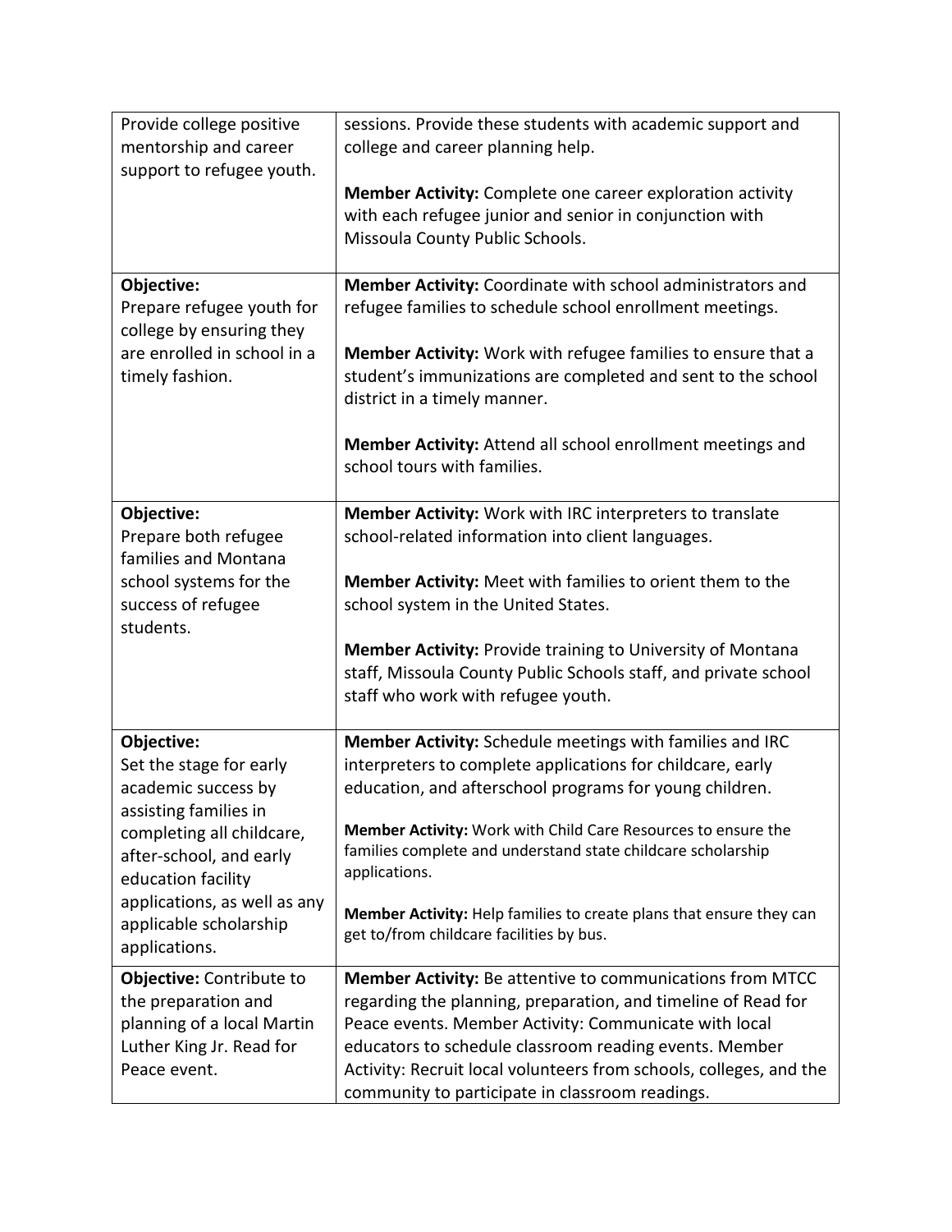| | |
|---|---|
| Provide college positive mentorship and career support to refugee youth. | sessions. Provide these students with academic support and college and career planning help.<br><br>**Member Activity:** Complete one career exploration activity with each refugee junior and senior in conjunction with Missoula County Public Schools. |
| **Objective:**<br>Prepare refugee youth for college by ensuring they are enrolled in school in a timely fashion. | **Member Activity:** Coordinate with school administrators and refugee families to schedule school enrollment meetings.<br><br>**Member Activity:** Work with refugee families to ensure that a student's immunizations are completed and sent to the school district in a timely manner.<br><br>**Member Activity:** Attend all school enrollment meetings and school tours with families. |
| **Objective:**<br>Prepare both refugee families and Montana school systems for the success of refugee students. | **Member Activity:** Work with IRC interpreters to translate school-related information into client languages.<br><br>**Member Activity:** Meet with families to orient them to the school system in the United States.<br><br>**Member Activity:** Provide training to University of Montana staff, Missoula County Public Schools staff, and private school staff who work with refugee youth. |
| **Objective:**<br>Set the stage for early academic success by assisting families in completing all childcare, after-school, and early education facility applications, as well as any applicable scholarship applications. | **Member Activity:** Schedule meetings with families and IRC interpreters to complete applications for childcare, early education, and afterschool programs for young children.<br><br>**Member Activity:** Work with Child Care Resources to ensure the families complete and understand state childcare scholarship applications.<br><br>**Member Activity:** Help families to create plans that ensure they can get to/from childcare facilities by bus. |
| **Objective:** Contribute to the preparation and planning of a local Martin Luther King Jr. Read for Peace event. | **Member Activity:** Be attentive to communications from MTCC regarding the planning, preparation, and timeline of Read for Peace events. Member Activity: Communicate with local educators to schedule classroom reading events. Member Activity: Recruit local volunteers from schools, colleges, and the community to participate in classroom readings. |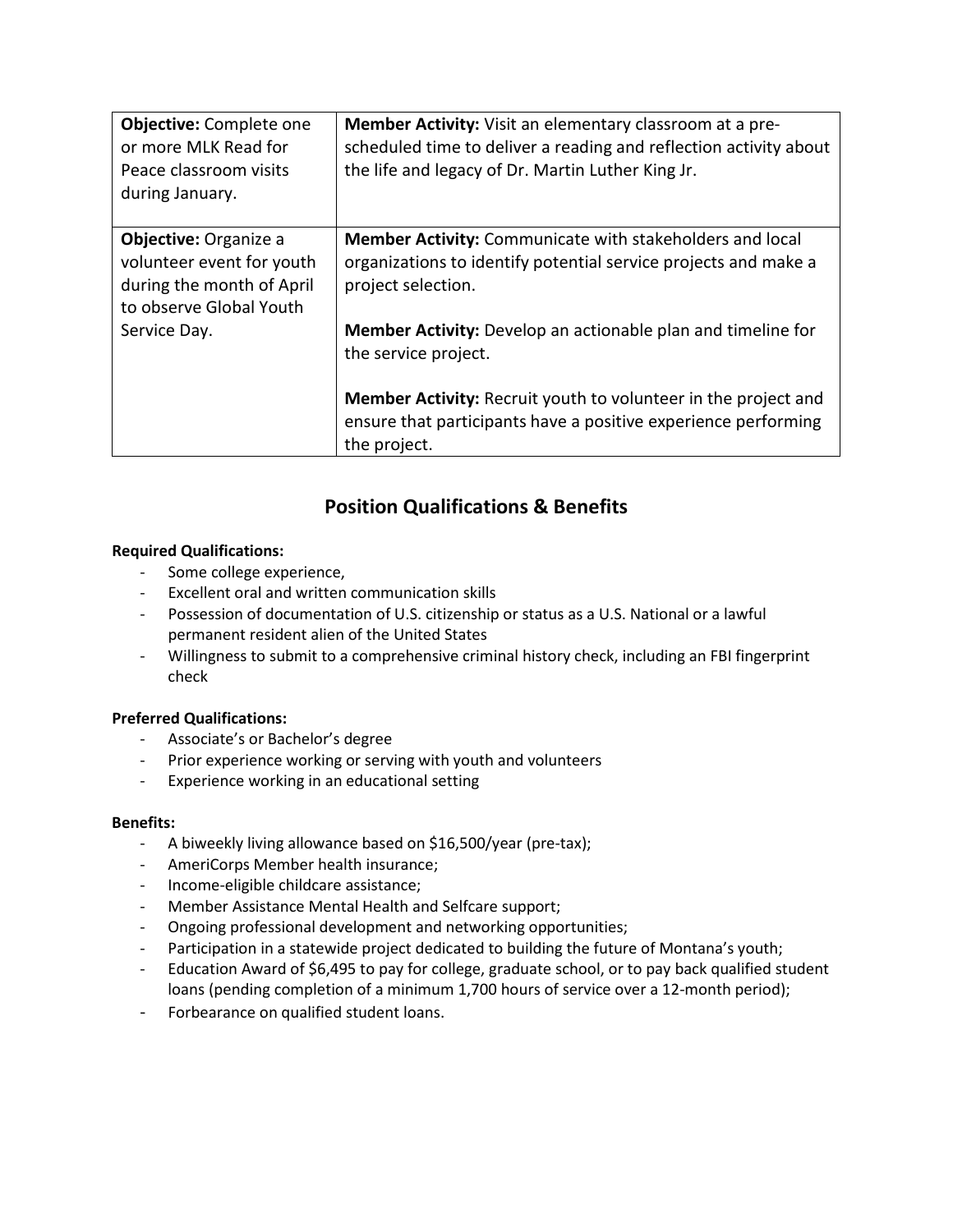| | |
|---|---|
| **Objective:** Complete one or more MLK Read for Peace classroom visits during January. | **Member Activity:** Visit an elementary classroom at a pre-scheduled time to deliver a reading and reflection activity about the life and legacy of Dr. Martin Luther King Jr. |
| **Objective:** Organize a volunteer event for youth during the month of April to observe Global Youth Service Day. | **Member Activity:** Communicate with stakeholders and local organizations to identify potential service projects and make a project selection.<br><br>**Member Activity:** Develop an actionable plan and timeline for the service project.<br><br>**Member Activity:** Recruit youth to volunteer in the project and ensure that participants have a positive experience performing the project. |

## Position Qualifications & Benefits

**Required Qualifications:**

- Some college experience,
- Excellent oral and written communication skills
- Possession of documentation of U.S. citizenship or status as a U.S. National or a lawful permanent resident alien of the United States
- Willingness to submit to a comprehensive criminal history check, including an FBI fingerprint check

**Preferred Qualifications:**

- Associate's or Bachelor's degree
- Prior experience working or serving with youth and volunteers
- Experience working in an educational setting

**Benefits:**

- A biweekly living allowance based on $16,500/year (pre-tax);
- AmeriCorps Member health insurance;
- Income-eligible childcare assistance;
- Member Assistance Mental Health and Selfcare support;
- Ongoing professional development and networking opportunities;
- Participation in a statewide project dedicated to building the future of Montana's youth;
- Education Award of $6,495 to pay for college, graduate school, or to pay back qualified student loans (pending completion of a minimum 1,700 hours of service over a 12-month period);
- Forbearance on qualified student loans.